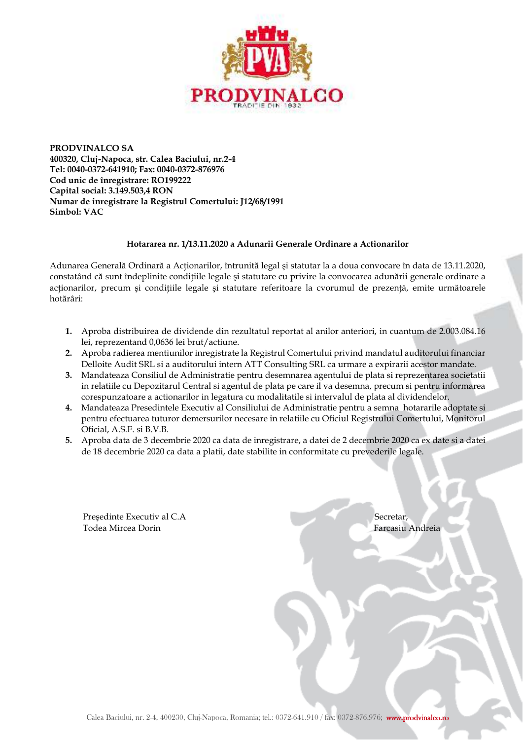**PRODVINALCO SA**
**400320, Cluj-Napoca, str. Calea Baciului, nr.2-4**
**Tel: 0040-0372-641910; Fax: 0040-0372-876976**
**Cod unic de înregistrare: RO199222**
**Capital social: 3.149.503,4 RON**
**Numar de inregistrare la Registrul Comertului: J12/68/1991**
**Simbol: VAC**

**Hotararea nr. 1/13.11.2020 a Adunarii Generale Ordinare a Actionarilor**

Adunarea Generală Ordinară a Acționarilor, întrunită legal şi statutar la a doua convocare în data de 13.11.2020, constatând că sunt îndeplinite condițiile legale şi statutare cu privire la convocarea adunării generale ordinare a acționarilor, precum şi condițiile legale şi statutare referitoare la cvorumul de prezență, emite următoarele hotărâri:

1. Aproba distribuirea de dividende din rezultatul reportat al anilor anteriori, in cuantum de 2.003.084.16 lei, reprezentand 0,0636 lei brut/actiune.
2. Aproba radierea mentiunilor inregistrate la Registrul Comertului privind mandatul auditorului financiar Delloite Audit SRL si a auditorului intern ATT Consulting SRL ca urmare a expirarii acestor mandate.
3. Mandateaza Consiliul de Administratie pentru desemnarea agentului de plata si reprezentarea societatii in relatiile cu Depozitarul Central si agentul de plata pe care il va desemna, precum si pentru informarea corespunzatoare a actionarilor in legatura cu modalitatile si intervalul de plata al dividendelor.
4. Mandateaza Presedintele Executiv al Consiliului de Administratie pentru a semna hotararile adoptate si pentru efectuarea tuturor demersurilor necesare in relatiile cu Oficiul Registrului Comertului, Monitorul Oficial, A.S.F. si B.V.B.
5. Aproba data de 3 decembrie 2020 ca data de inregistrare, a datei de 2 decembrie 2020 ca ex date si a datei de 18 decembrie 2020 ca data a platii, date stabilite in conformitate cu prevederile legale.

Preşedinte Executiv al C.A
Todea Mircea Dorin

Secretar,
Farcasiu Andreia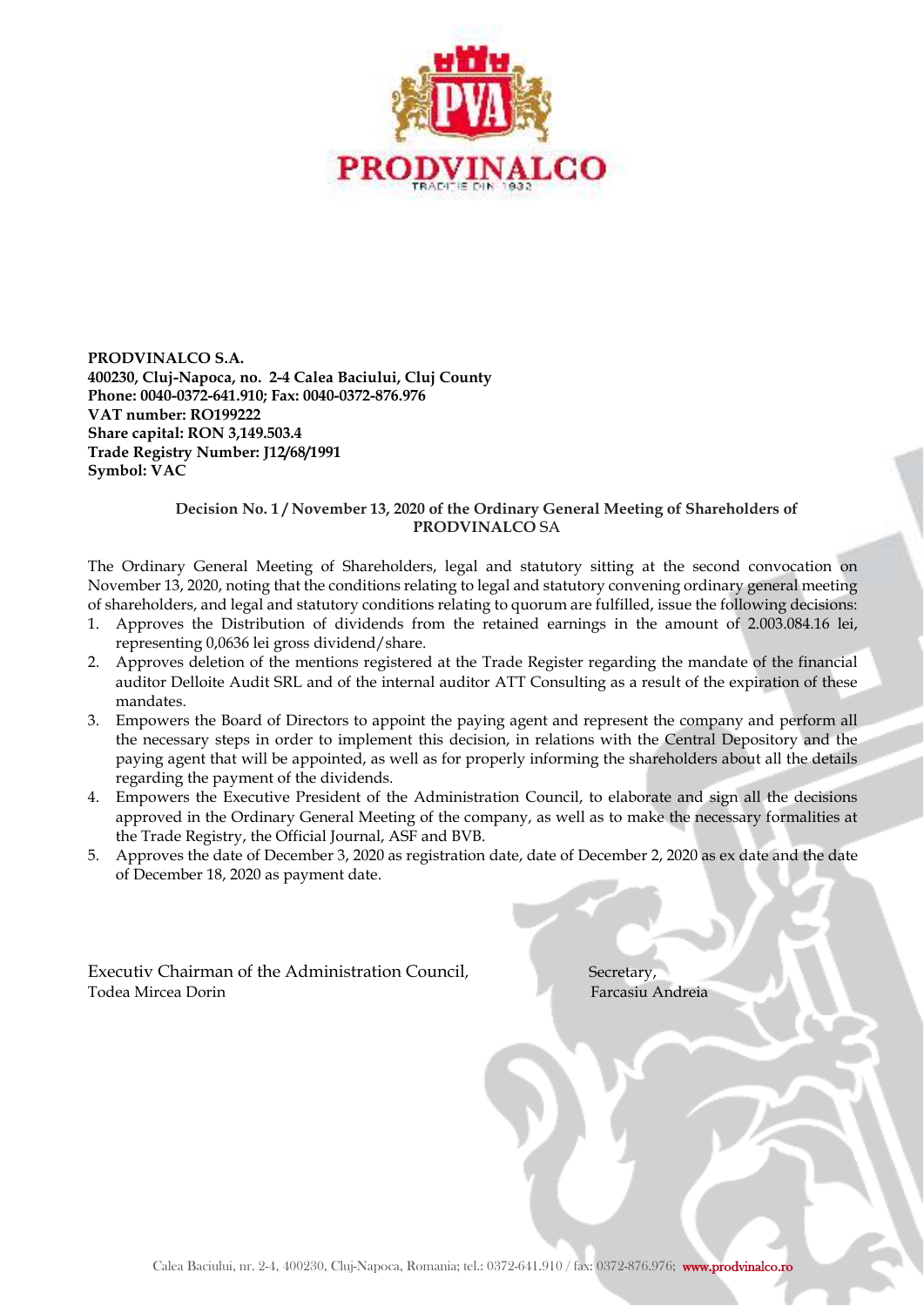**PRODVINALCO S.A.**
**400230, Cluj-Napoca, no. 2-4 Calea Baciului, Cluj County**
**Phone: 0040-0372-641.910; Fax: 0040-0372-876.976**
**VAT number: RO199222**
**Share capital: RON 3,149.503.4**
**Trade Registry Number: J12/68/1991**
**Symbol: VAC**

**Decision No. 1 / November 13, 2020 of the Ordinary General Meeting of Shareholders of PRODVINALCO SA**

The Ordinary General Meeting of Shareholders, legal and statutory sitting at the second convocation on November 13, 2020, noting that the conditions relating to legal and statutory convening ordinary general meeting of shareholders, and legal and statutory conditions relating to quorum are fulfilled, issue the following decisions:

1. Approves the Distribution of dividends from the retained earnings in the amount of 2.003.084.16 lei, representing 0,0636 lei gross dividend/share.
2. Approves deletion of the mentions registered at the Trade Register regarding the mandate of the financial auditor Delloite Audit SRL and of the internal auditor ATT Consulting as a result of the expiration of these mandates.
3. Empowers the Board of Directors to appoint the paying agent and represent the company and perform all the necessary steps in order to implement this decision, in relations with the Central Depository and the paying agent that will be appointed, as well as for properly informing the shareholders about all the details regarding the payment of the dividends.
4. Empowers the Executive President of the Administration Council, to elaborate and sign all the decisions approved in the Ordinary General Meeting of the company, as well as to make the necessary formalities at the Trade Registry, the Official Journal, ASF and BVB.
5. Approves the date of December 3, 2020 as registration date, date of December 2, 2020 as ex date and the date of December 18, 2020 as payment date.

Executiv Chairman of the Administration Council,
Todea Mircea Dorin

Secretary,
Farcasiu Andreia

Calea Baciului, nr. 2-4, 400230, Cluj-Napoca, Romania; tel.: 0372-641.910 / fax: 0372-876.976; www.prodvinalco.ro